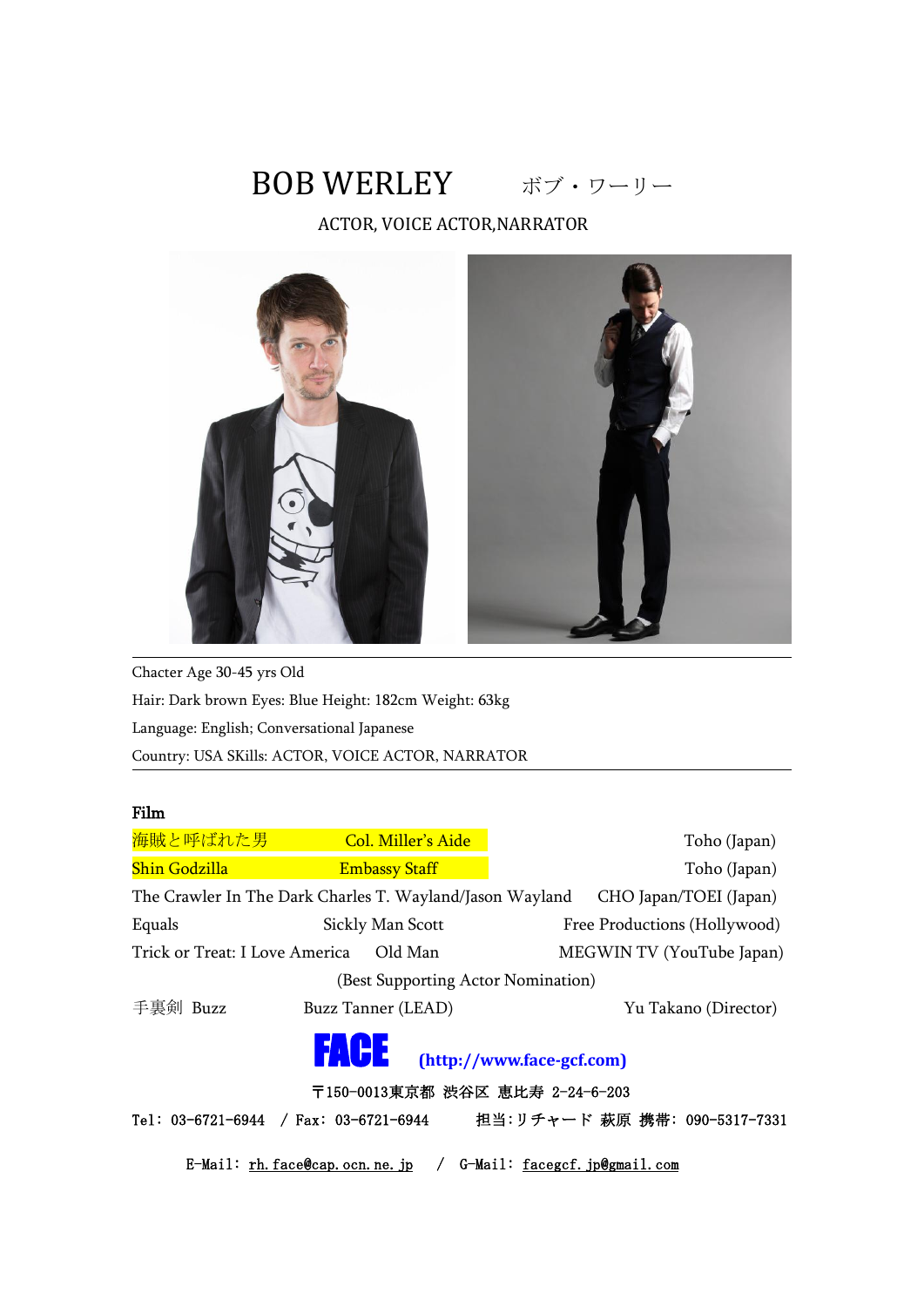# BOB WERLEY　ボブ・ワーリー

ACTOR, VOICE ACTOR,NARRATOR

Chacter Age 30-45 yrs Old

Hair: Dark brown Eyes: Blue Height: 182cm Weight: 63kg

Language: English; Conversational Japanese

Country: USA SKills: ACTOR, VOICE ACTOR, NARRATOR

**Film**

| Title | Role | Production |
|---|---|---|
| 海賊と呼ばれた男 | Col. Miller's Aide | Toho (Japan) |
| Shin Godzilla | Embassy Staff | Toho (Japan) |
| The Crawler In The Dark | Charles T. Wayland/Jason Wayland | CHO Japan/TOEI (Japan) |
| Equals | Sickly Man Scott | Free Productions (Hollywood) |
| Trick or Treat: I Love America | Old Man | MEGWIN TV (YouTube Japan) |
| | (Best Supporting Actor Nomination) | |
| 手裏剣 Buzz | Buzz Tanner (LEAD) | Yu Takano (Director) |

**FACE** (http://www.face-gcf.com)

〒150-0013東京都 渋谷区 恵比寿 2-24-6-203

Tel: 03-6721-6944 / Fax: 03-6721-6944　担当:リチャード 萩原 携帯: 090-5317-7331

E-Mail: rh.face@cap.ocn.ne.jp / G-Mail: facegcf.jp@gmail.com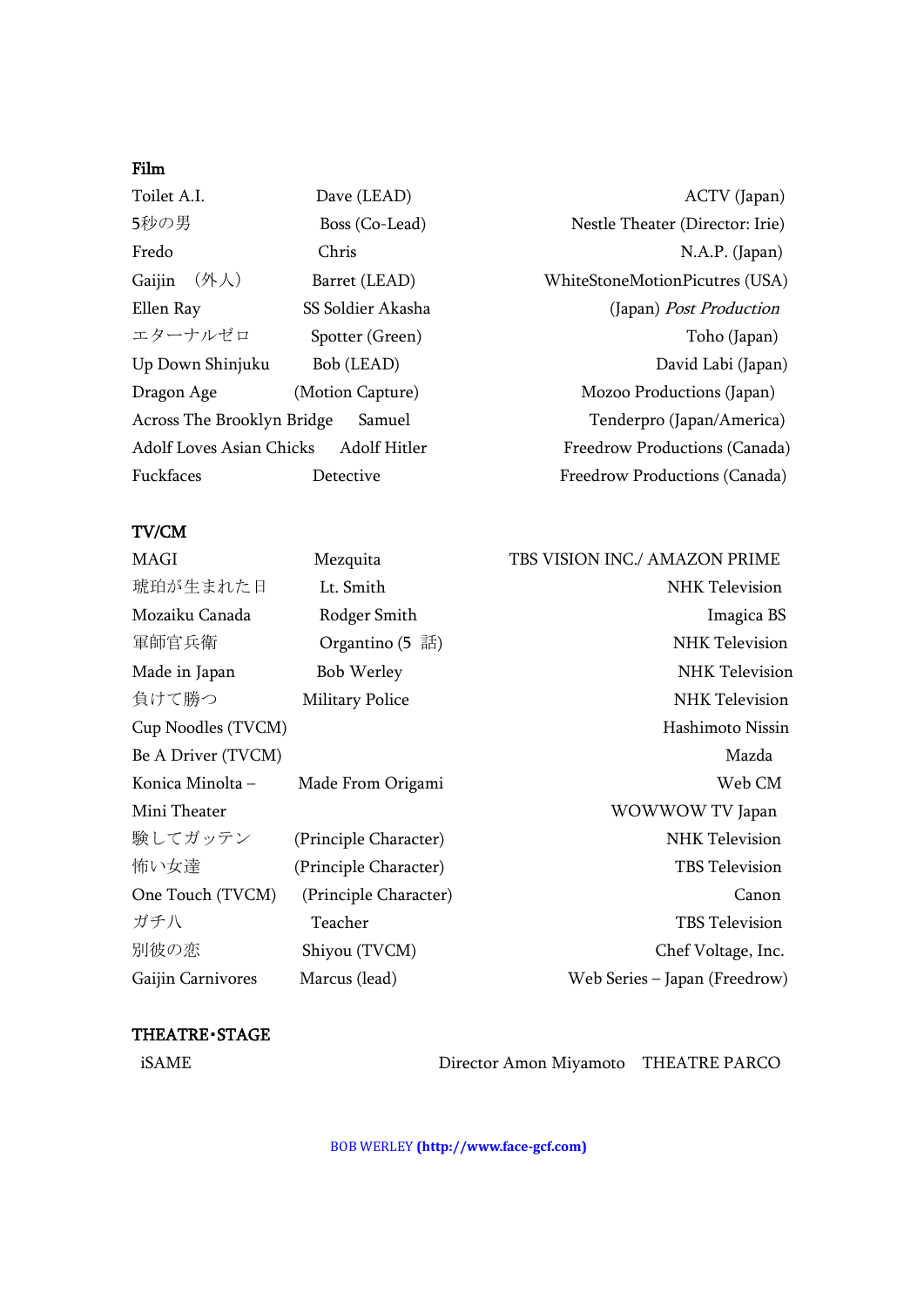**Film**

| | | |
|---|---|---|
| Toilet A.I. | Dave (LEAD) | ACTV (Japan) |
| 5秒の男 | Boss (Co-Lead) | Nestle Theater (Director: Irie) |
| Fredo | Chris | N.A.P. (Japan) |
| Gaijin （外人） | Barret (LEAD) | WhiteStoneMotionPicutres (USA) |
| Ellen Ray | SS Soldier Akasha | (Japan) *Post Production* |
| エターナルゼロ | Spotter (Green) | Toho (Japan) |
| Up Down Shinjuku | Bob (LEAD) | David Labi (Japan) |
| Dragon Age | (Motion Capture) | Mozoo Productions (Japan) |
| Across The Brooklyn Bridge | Samuel | Tenderpro (Japan/America) |
| Adolf Loves Asian Chicks | Adolf Hitler | Freedrow Productions (Canada) |
| Fuckfaces | Detective | Freedrow Productions (Canada) |

**TV/CM**

| | | |
|---|---|---|
| MAGI | Mezquita | TBS VISION INC./ AMAZON PRIME |
| 琥珀が生まれた日 | Lt. Smith | NHK Television |
| Mozaiku Canada | Rodger Smith | Imagica BS |
| 軍師官兵衛 | Organtino (5 話) | NHK Television |
| Made in Japan | Bob Werley | NHK Television |
| 負けて勝つ | Military Police | NHK Television |
| Cup Noodles (TVCM) | | Hashimoto Nissin |
| Be A Driver (TVCM) | | Mazda |
| Konica Minolta – | Made From Origami | Web CM |
| Mini Theater | | WOWWOW TV Japan |
| 験してガッテン | (Principle Character) | NHK Television |
| 怖い女達 | (Principle Character) | TBS Television |
| One Touch (TVCM) | (Principle Character) | Canon |
| ガチ八 | Teacher | TBS Television |
| 別彼の恋 | Shiyou (TVCM) | Chef Voltage, Inc. |
| Gaijin Carnivores | Marcus (lead) | Web Series – Japan (Freedrow) |

**THEATRE・STAGE**

| | | |
|---|---|---|
| iSAME | Director Amon Miyamoto | THEATRE PARCO |

BOB WERLEY **(http://www.face-gcf.com)**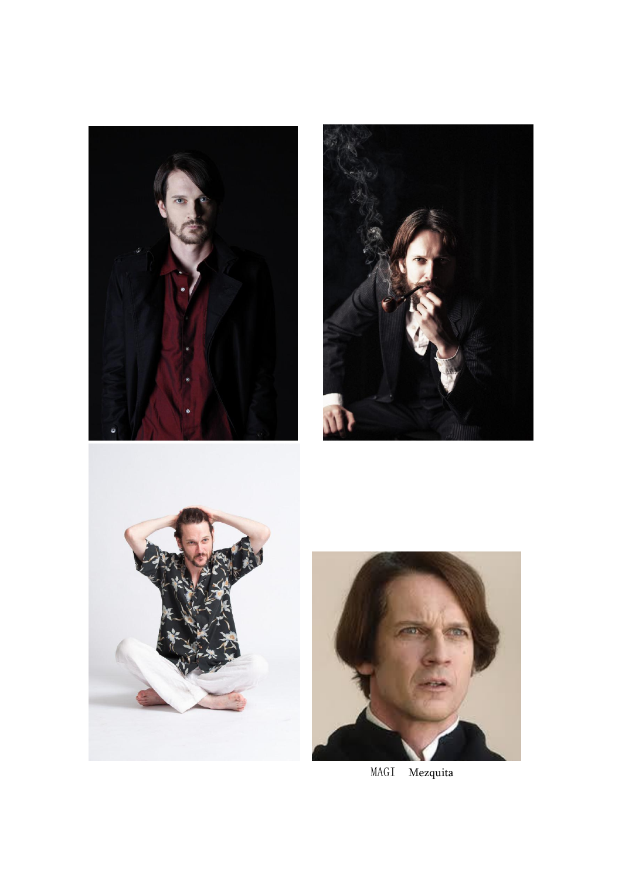MAGI　Mezquita